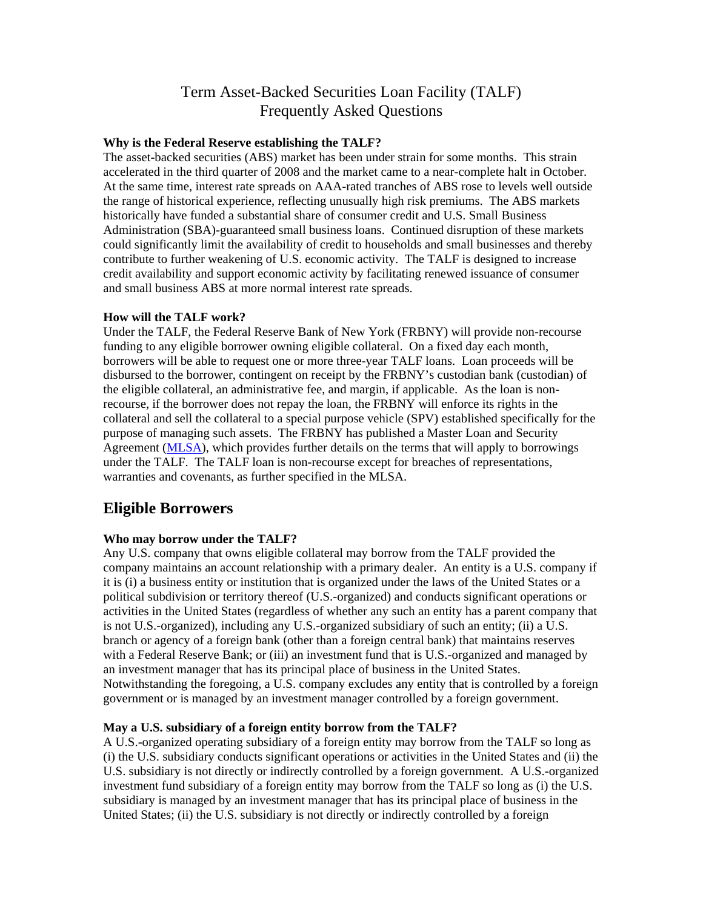# Term Asset-Backed Securities Loan Facility (TALF) Frequently Asked Questions

**Why is the Federal Reserve establishing the TALF?**

The asset-backed securities (ABS) market has been under strain for some months. This strain accelerated in the third quarter of 2008 and the market came to a near-complete halt in October. At the same time, interest rate spreads on AAA-rated tranches of ABS rose to levels well outside the range of historical experience, reflecting unusually high risk premiums. The ABS markets historically have funded a substantial share of consumer credit and U.S. Small Business Administration (SBA)-guaranteed small business loans. Continued disruption of these markets could significantly limit the availability of credit to households and small businesses and thereby contribute to further weakening of U.S. economic activity. The TALF is designed to increase credit availability and support economic activity by facilitating renewed issuance of consumer and small business ABS at more normal interest rate spreads.

**How will the TALF work?**

Under the TALF, the Federal Reserve Bank of New York (FRBNY) will provide non-recourse funding to any eligible borrower owning eligible collateral. On a fixed day each month, borrowers will be able to request one or more three-year TALF loans. Loan proceeds will be disbursed to the borrower, contingent on receipt by the FRBNY's custodian bank (custodian) of the eligible collateral, an administrative fee, and margin, if applicable. As the loan is non-recourse, if the borrower does not repay the loan, the FRBNY will enforce its rights in the collateral and sell the collateral to a special purpose vehicle (SPV) established specifically for the purpose of managing such assets. The FRBNY has published a Master Loan and Security Agreement (MLSA), which provides further details on the terms that will apply to borrowings under the TALF. The TALF loan is non-recourse except for breaches of representations, warranties and covenants, as further specified in the MLSA.

## Eligible Borrowers

**Who may borrow under the TALF?**

Any U.S. company that owns eligible collateral may borrow from the TALF provided the company maintains an account relationship with a primary dealer. An entity is a U.S. company if it is (i) a business entity or institution that is organized under the laws of the United States or a political subdivision or territory thereof (U.S.-organized) and conducts significant operations or activities in the United States (regardless of whether any such an entity has a parent company that is not U.S.-organized), including any U.S.-organized subsidiary of such an entity; (ii) a U.S. branch or agency of a foreign bank (other than a foreign central bank) that maintains reserves with a Federal Reserve Bank; or (iii) an investment fund that is U.S.-organized and managed by an investment manager that has its principal place of business in the United States. Notwithstanding the foregoing, a U.S. company excludes any entity that is controlled by a foreign government or is managed by an investment manager controlled by a foreign government.

**May a U.S. subsidiary of a foreign entity borrow from the TALF?**

A U.S.-organized operating subsidiary of a foreign entity may borrow from the TALF so long as (i) the U.S. subsidiary conducts significant operations or activities in the United States and (ii) the U.S. subsidiary is not directly or indirectly controlled by a foreign government. A U.S.-organized investment fund subsidiary of a foreign entity may borrow from the TALF so long as (i) the U.S. subsidiary is managed by an investment manager that has its principal place of business in the United States; (ii) the U.S. subsidiary is not directly or indirectly controlled by a foreign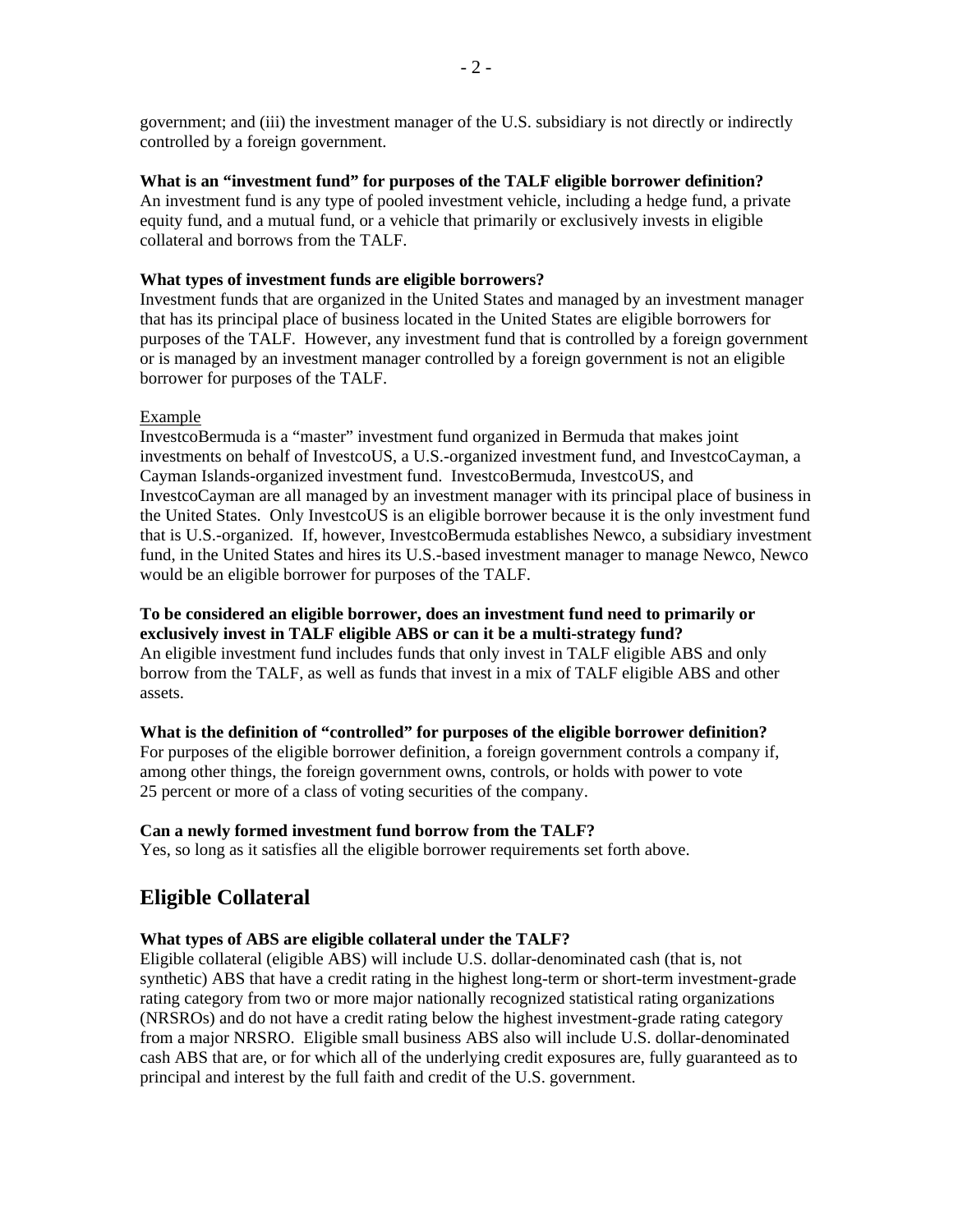government; and (iii) the investment manager of the U.S. subsidiary is not directly or indirectly controlled by a foreign government.

**What is an "investment fund" for purposes of the TALF eligible borrower definition?**
An investment fund is any type of pooled investment vehicle, including a hedge fund, a private equity fund, and a mutual fund, or a vehicle that primarily or exclusively invests in eligible collateral and borrows from the TALF.

**What types of investment funds are eligible borrowers?**
Investment funds that are organized in the United States and managed by an investment manager that has its principal place of business located in the United States are eligible borrowers for purposes of the TALF. However, any investment fund that is controlled by a foreign government or is managed by an investment manager controlled by a foreign government is not an eligible borrower for purposes of the TALF.

Example
InvestcoBermuda is a "master" investment fund organized in Bermuda that makes joint investments on behalf of InvestcoUS, a U.S.-organized investment fund, and InvestcoCayman, a Cayman Islands-organized investment fund. InvestcoBermuda, InvestcoUS, and InvestcoCayman are all managed by an investment manager with its principal place of business in the United States. Only InvestcoUS is an eligible borrower because it is the only investment fund that is U.S.-organized. If, however, InvestcoBermuda establishes Newco, a subsidiary investment fund, in the United States and hires its U.S.-based investment manager to manage Newco, Newco would be an eligible borrower for purposes of the TALF.

**To be considered an eligible borrower, does an investment fund need to primarily or exclusively invest in TALF eligible ABS or can it be a multi-strategy fund?**
An eligible investment fund includes funds that only invest in TALF eligible ABS and only borrow from the TALF, as well as funds that invest in a mix of TALF eligible ABS and other assets.

**What is the definition of "controlled" for purposes of the eligible borrower definition?**
For purposes of the eligible borrower definition, a foreign government controls a company if, among other things, the foreign government owns, controls, or holds with power to vote 25 percent or more of a class of voting securities of the company.

**Can a newly formed investment fund borrow from the TALF?**
Yes, so long as it satisfies all the eligible borrower requirements set forth above.

## Eligible Collateral

**What types of ABS are eligible collateral under the TALF?**
Eligible collateral (eligible ABS) will include U.S. dollar-denominated cash (that is, not synthetic) ABS that have a credit rating in the highest long-term or short-term investment-grade rating category from two or more major nationally recognized statistical rating organizations (NRSROs) and do not have a credit rating below the highest investment-grade rating category from a major NRSRO. Eligible small business ABS also will include U.S. dollar-denominated cash ABS that are, or for which all of the underlying credit exposures are, fully guaranteed as to principal and interest by the full faith and credit of the U.S. government.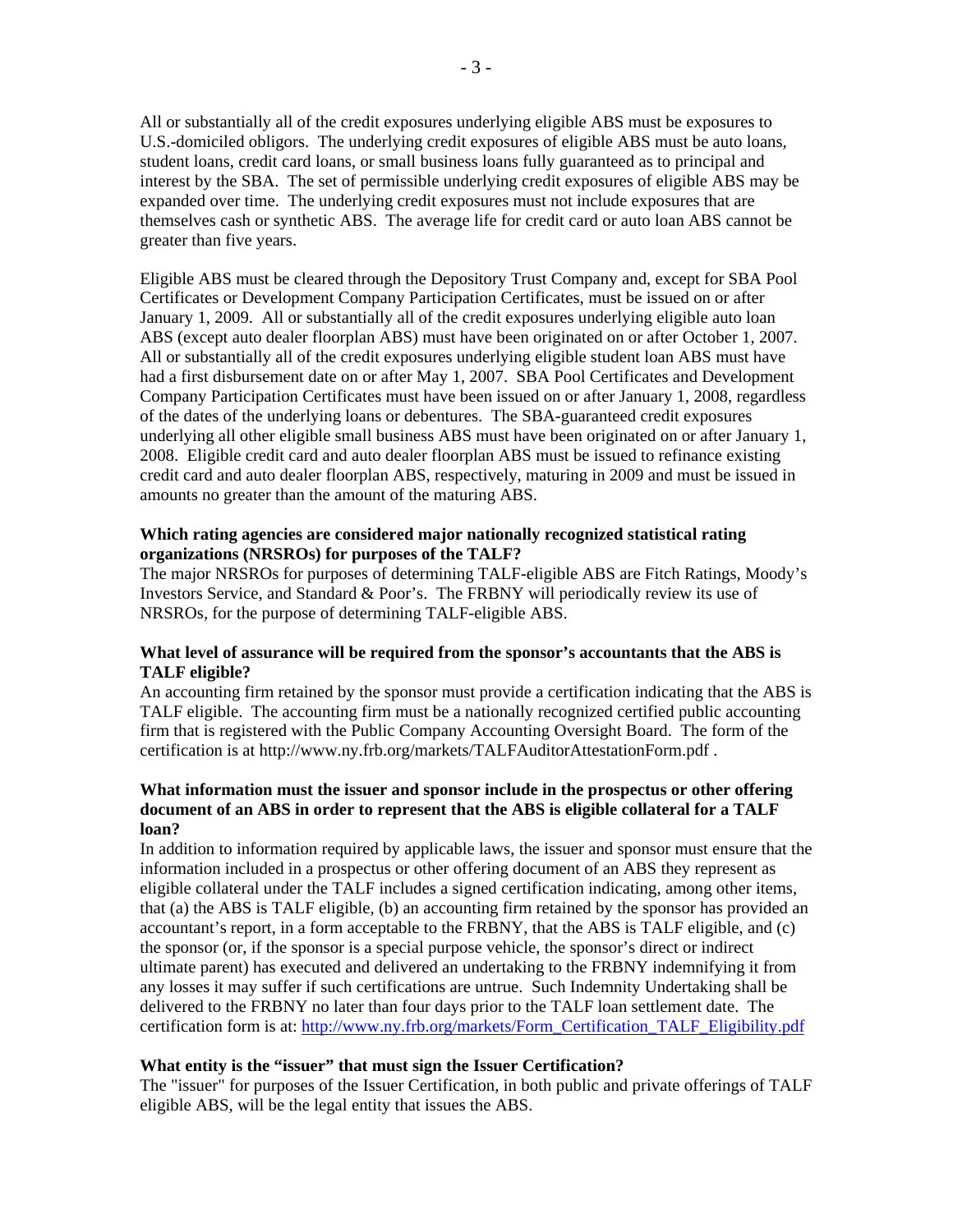All or substantially all of the credit exposures underlying eligible ABS must be exposures to U.S.-domiciled obligors. The underlying credit exposures of eligible ABS must be auto loans, student loans, credit card loans, or small business loans fully guaranteed as to principal and interest by the SBA. The set of permissible underlying credit exposures of eligible ABS may be expanded over time. The underlying credit exposures must not include exposures that are themselves cash or synthetic ABS. The average life for credit card or auto loan ABS cannot be greater than five years.

Eligible ABS must be cleared through the Depository Trust Company and, except for SBA Pool Certificates or Development Company Participation Certificates, must be issued on or after January 1, 2009. All or substantially all of the credit exposures underlying eligible auto loan ABS (except auto dealer floorplan ABS) must have been originated on or after October 1, 2007. All or substantially all of the credit exposures underlying eligible student loan ABS must have had a first disbursement date on or after May 1, 2007. SBA Pool Certificates and Development Company Participation Certificates must have been issued on or after January 1, 2008, regardless of the dates of the underlying loans or debentures. The SBA-guaranteed credit exposures underlying all other eligible small business ABS must have been originated on or after January 1, 2008. Eligible credit card and auto dealer floorplan ABS must be issued to refinance existing credit card and auto dealer floorplan ABS, respectively, maturing in 2009 and must be issued in amounts no greater than the amount of the maturing ABS.

**Which rating agencies are considered major nationally recognized statistical rating organizations (NRSROs) for purposes of the TALF?**

The major NRSROs for purposes of determining TALF-eligible ABS are Fitch Ratings, Moody's Investors Service, and Standard & Poor's. The FRBNY will periodically review its use of NRSROs, for the purpose of determining TALF-eligible ABS.

**What level of assurance will be required from the sponsor's accountants that the ABS is TALF eligible?**

An accounting firm retained by the sponsor must provide a certification indicating that the ABS is TALF eligible. The accounting firm must be a nationally recognized certified public accounting firm that is registered with the Public Company Accounting Oversight Board. The form of the certification is at http://www.ny.frb.org/markets/TALFAuditorAttestationForm.pdf .

**What information must the issuer and sponsor include in the prospectus or other offering document of an ABS in order to represent that the ABS is eligible collateral for a TALF loan?**

In addition to information required by applicable laws, the issuer and sponsor must ensure that the information included in a prospectus or other offering document of an ABS they represent as eligible collateral under the TALF includes a signed certification indicating, among other items, that (a) the ABS is TALF eligible, (b) an accounting firm retained by the sponsor has provided an accountant's report, in a form acceptable to the FRBNY, that the ABS is TALF eligible, and (c) the sponsor (or, if the sponsor is a special purpose vehicle, the sponsor's direct or indirect ultimate parent) has executed and delivered an undertaking to the FRBNY indemnifying it from any losses it may suffer if such certifications are untrue. Such Indemnity Undertaking shall be delivered to the FRBNY no later than four days prior to the TALF loan settlement date. The certification form is at: http://www.ny.frb.org/markets/Form_Certification_TALF_Eligibility.pdf

**What entity is the "issuer" that must sign the Issuer Certification?**

The "issuer" for purposes of the Issuer Certification, in both public and private offerings of TALF eligible ABS, will be the legal entity that issues the ABS.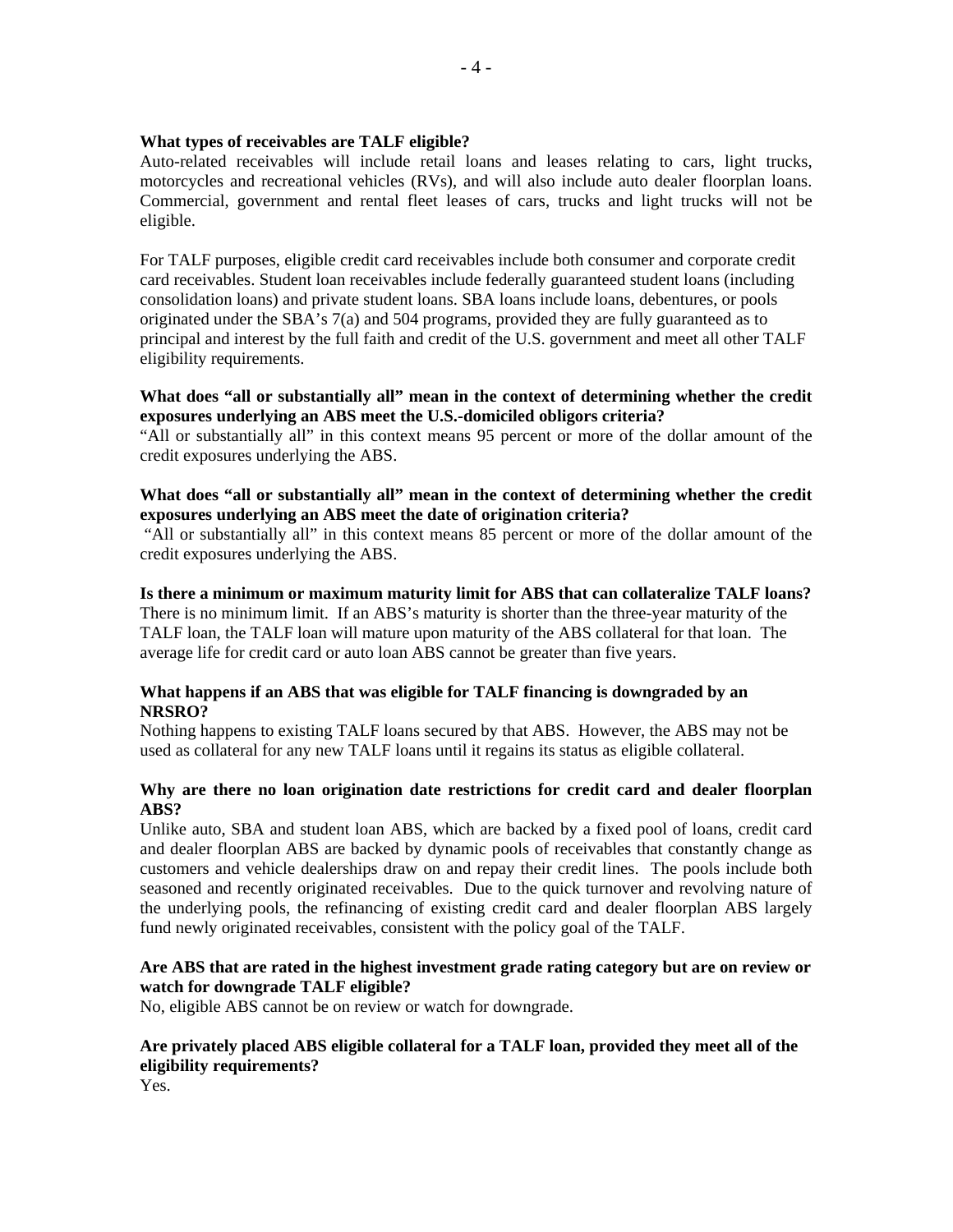**What types of receivables are TALF eligible?**

Auto-related receivables will include retail loans and leases relating to cars, light trucks, motorcycles and recreational vehicles (RVs), and will also include auto dealer floorplan loans. Commercial, government and rental fleet leases of cars, trucks and light trucks will not be eligible.

For TALF purposes, eligible credit card receivables include both consumer and corporate credit card receivables. Student loan receivables include federally guaranteed student loans (including consolidation loans) and private student loans. SBA loans include loans, debentures, or pools originated under the SBA's 7(a) and 504 programs, provided they are fully guaranteed as to principal and interest by the full faith and credit of the U.S. government and meet all other TALF eligibility requirements.

**What does "all or substantially all" mean in the context of determining whether the credit exposures underlying an ABS meet the U.S.-domiciled obligors criteria?**

"All or substantially all" in this context means 95 percent or more of the dollar amount of the credit exposures underlying the ABS.

**What does "all or substantially all" mean in the context of determining whether the credit exposures underlying an ABS meet the date of origination criteria?**

"All or substantially all" in this context means 85 percent or more of the dollar amount of the credit exposures underlying the ABS.

**Is there a minimum or maximum maturity limit for ABS that can collateralize TALF loans?**

There is no minimum limit. If an ABS's maturity is shorter than the three-year maturity of the TALF loan, the TALF loan will mature upon maturity of the ABS collateral for that loan. The average life for credit card or auto loan ABS cannot be greater than five years.

**What happens if an ABS that was eligible for TALF financing is downgraded by an NRSRO?**

Nothing happens to existing TALF loans secured by that ABS. However, the ABS may not be used as collateral for any new TALF loans until it regains its status as eligible collateral.

**Why are there no loan origination date restrictions for credit card and dealer floorplan ABS?**

Unlike auto, SBA and student loan ABS, which are backed by a fixed pool of loans, credit card and dealer floorplan ABS are backed by dynamic pools of receivables that constantly change as customers and vehicle dealerships draw on and repay their credit lines. The pools include both seasoned and recently originated receivables. Due to the quick turnover and revolving nature of the underlying pools, the refinancing of existing credit card and dealer floorplan ABS largely fund newly originated receivables, consistent with the policy goal of the TALF.

**Are ABS that are rated in the highest investment grade rating category but are on review or watch for downgrade TALF eligible?**

No, eligible ABS cannot be on review or watch for downgrade.

**Are privately placed ABS eligible collateral for a TALF loan, provided they meet all of the eligibility requirements?**

Yes.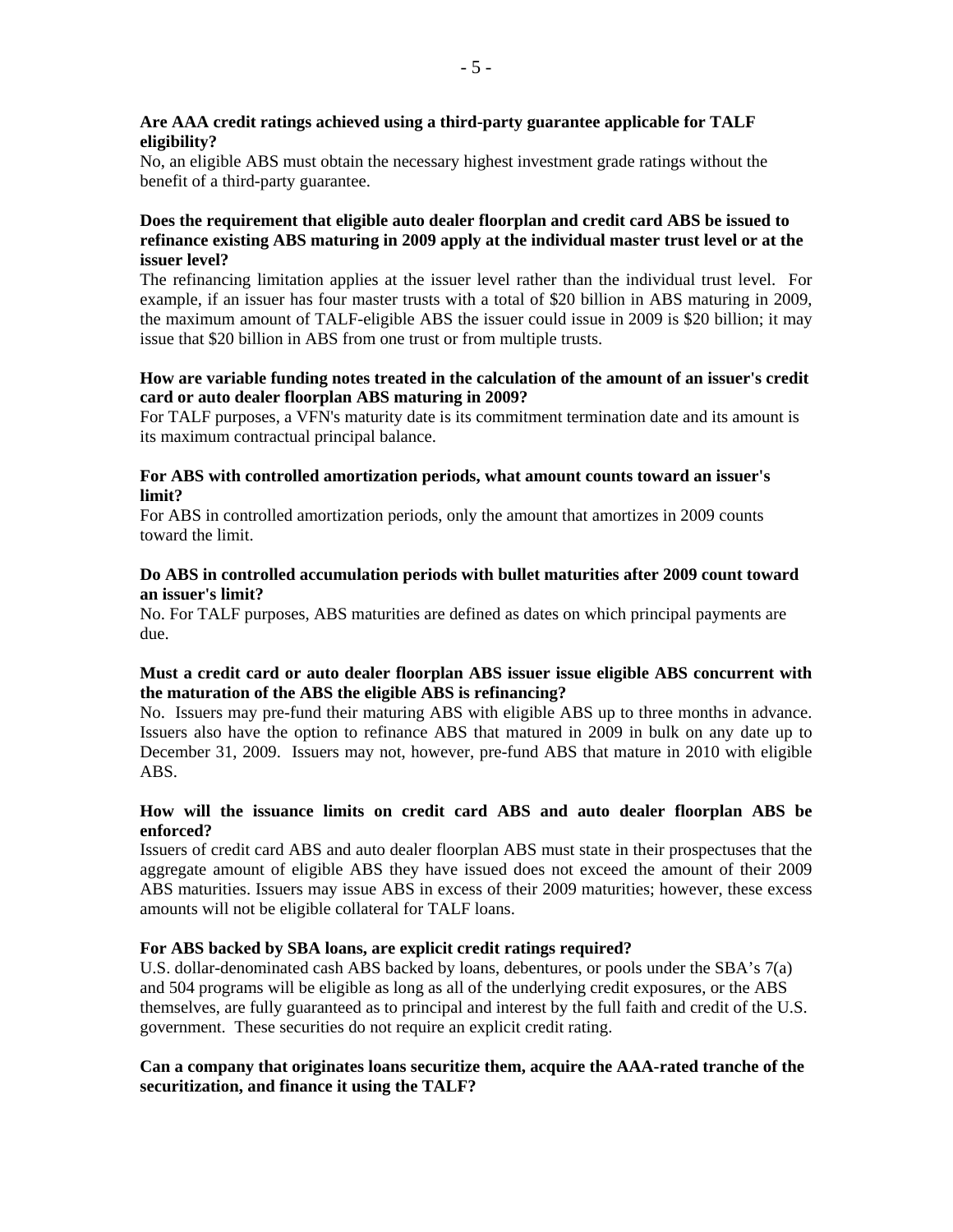**Are AAA credit ratings achieved using a third-party guarantee applicable for TALF eligibility?**

No, an eligible ABS must obtain the necessary highest investment grade ratings without the benefit of a third-party guarantee.

**Does the requirement that eligible auto dealer floorplan and credit card ABS be issued to refinance existing ABS maturing in 2009 apply at the individual master trust level or at the issuer level?**

The refinancing limitation applies at the issuer level rather than the individual trust level. For example, if an issuer has four master trusts with a total of $20 billion in ABS maturing in 2009, the maximum amount of TALF-eligible ABS the issuer could issue in 2009 is $20 billion; it may issue that $20 billion in ABS from one trust or from multiple trusts.

**How are variable funding notes treated in the calculation of the amount of an issuer's credit card or auto dealer floorplan ABS maturing in 2009?**

For TALF purposes, a VFN's maturity date is its commitment termination date and its amount is its maximum contractual principal balance.

**For ABS with controlled amortization periods, what amount counts toward an issuer's limit?**

For ABS in controlled amortization periods, only the amount that amortizes in 2009 counts toward the limit.

**Do ABS in controlled accumulation periods with bullet maturities after 2009 count toward an issuer's limit?**

No. For TALF purposes, ABS maturities are defined as dates on which principal payments are due.

**Must a credit card or auto dealer floorplan ABS issuer issue eligible ABS concurrent with the maturation of the ABS the eligible ABS is refinancing?**

No. Issuers may pre-fund their maturing ABS with eligible ABS up to three months in advance. Issuers also have the option to refinance ABS that matured in 2009 in bulk on any date up to December 31, 2009. Issuers may not, however, pre-fund ABS that mature in 2010 with eligible ABS.

**How will the issuance limits on credit card ABS and auto dealer floorplan ABS be enforced?**

Issuers of credit card ABS and auto dealer floorplan ABS must state in their prospectuses that the aggregate amount of eligible ABS they have issued does not exceed the amount of their 2009 ABS maturities. Issuers may issue ABS in excess of their 2009 maturities; however, these excess amounts will not be eligible collateral for TALF loans.

**For ABS backed by SBA loans, are explicit credit ratings required?**

U.S. dollar-denominated cash ABS backed by loans, debentures, or pools under the SBA's 7(a) and 504 programs will be eligible as long as all of the underlying credit exposures, or the ABS themselves, are fully guaranteed as to principal and interest by the full faith and credit of the U.S. government. These securities do not require an explicit credit rating.

**Can a company that originates loans securitize them, acquire the AAA-rated tranche of the securitization, and finance it using the TALF?**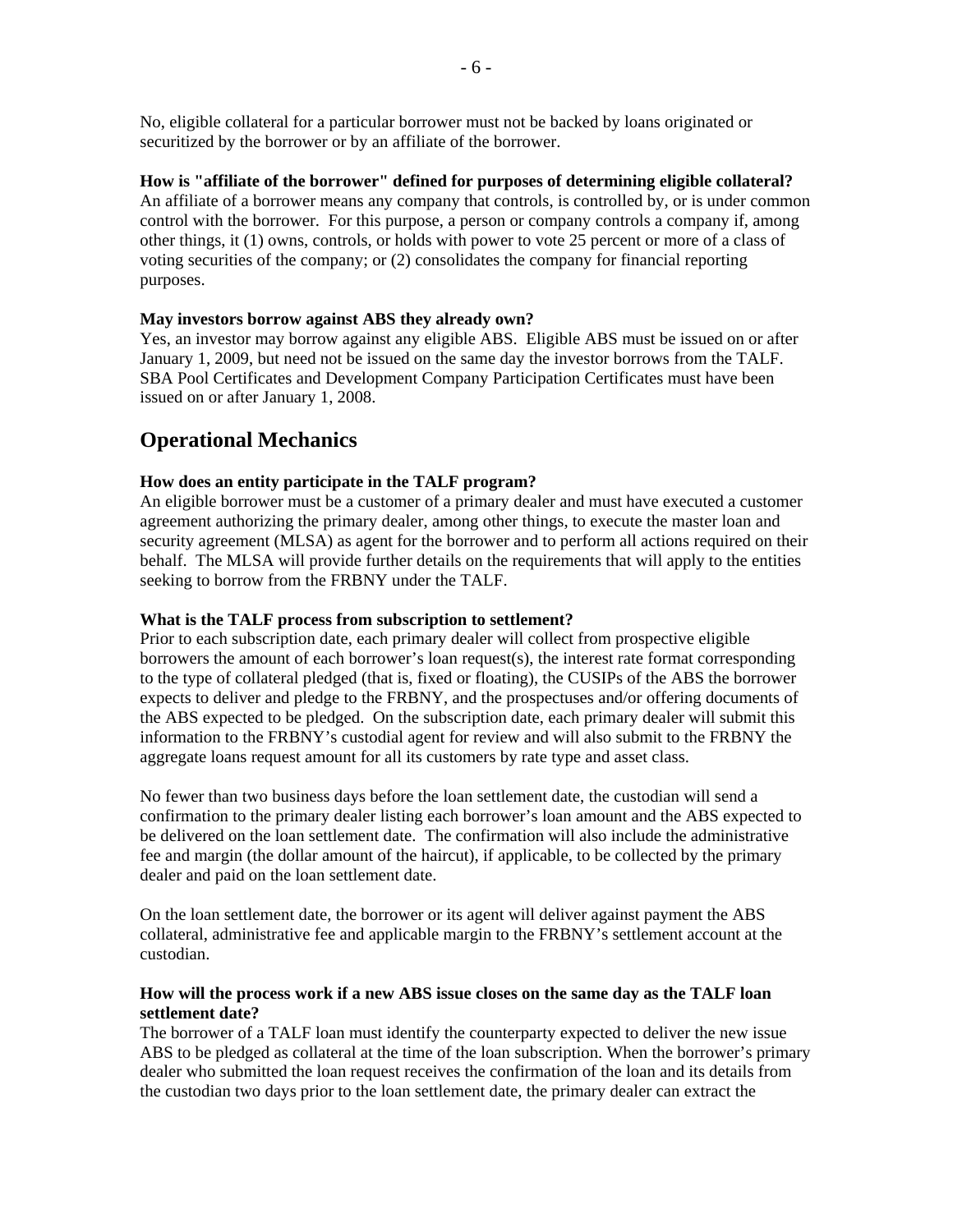No, eligible collateral for a particular borrower must not be backed by loans originated or securitized by the borrower or by an affiliate of the borrower.

**How is "affiliate of the borrower" defined for purposes of determining eligible collateral?**
An affiliate of a borrower means any company that controls, is controlled by, or is under common control with the borrower. For this purpose, a person or company controls a company if, among other things, it (1) owns, controls, or holds with power to vote 25 percent or more of a class of voting securities of the company; or (2) consolidates the company for financial reporting purposes.

**May investors borrow against ABS they already own?**
Yes, an investor may borrow against any eligible ABS. Eligible ABS must be issued on or after January 1, 2009, but need not be issued on the same day the investor borrows from the TALF. SBA Pool Certificates and Development Company Participation Certificates must have been issued on or after January 1, 2008.

## Operational Mechanics

**How does an entity participate in the TALF program?**
An eligible borrower must be a customer of a primary dealer and must have executed a customer agreement authorizing the primary dealer, among other things, to execute the master loan and security agreement (MLSA) as agent for the borrower and to perform all actions required on their behalf. The MLSA will provide further details on the requirements that will apply to the entities seeking to borrow from the FRBNY under the TALF.

**What is the TALF process from subscription to settlement?**
Prior to each subscription date, each primary dealer will collect from prospective eligible borrowers the amount of each borrower's loan request(s), the interest rate format corresponding to the type of collateral pledged (that is, fixed or floating), the CUSIPs of the ABS the borrower expects to deliver and pledge to the FRBNY, and the prospectuses and/or offering documents of the ABS expected to be pledged. On the subscription date, each primary dealer will submit this information to the FRBNY's custodial agent for review and will also submit to the FRBNY the aggregate loans request amount for all its customers by rate type and asset class.

No fewer than two business days before the loan settlement date, the custodian will send a confirmation to the primary dealer listing each borrower's loan amount and the ABS expected to be delivered on the loan settlement date. The confirmation will also include the administrative fee and margin (the dollar amount of the haircut), if applicable, to be collected by the primary dealer and paid on the loan settlement date.

On the loan settlement date, the borrower or its agent will deliver against payment the ABS collateral, administrative fee and applicable margin to the FRBNY's settlement account at the custodian.

**How will the process work if a new ABS issue closes on the same day as the TALF loan settlement date?**
The borrower of a TALF loan must identify the counterparty expected to deliver the new issue ABS to be pledged as collateral at the time of the loan subscription. When the borrower's primary dealer who submitted the loan request receives the confirmation of the loan and its details from the custodian two days prior to the loan settlement date, the primary dealer can extract the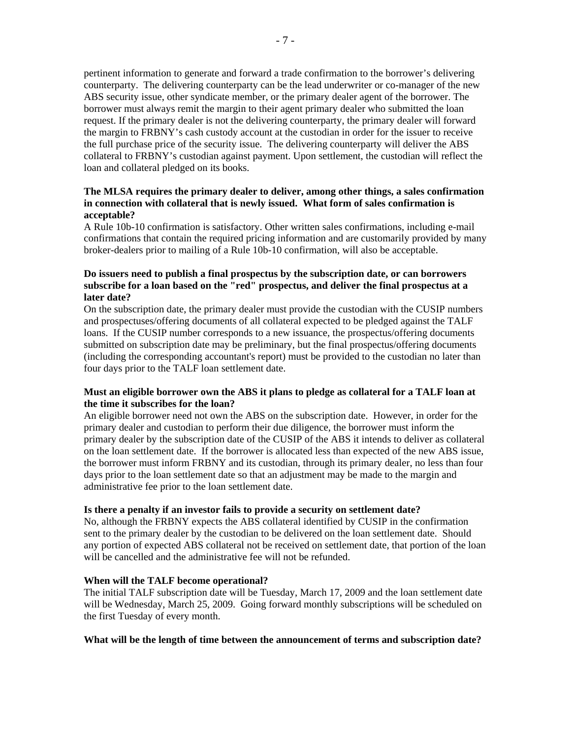pertinent information to generate and forward a trade confirmation to the borrower's delivering counterparty. The delivering counterparty can be the lead underwriter or co-manager of the new ABS security issue, other syndicate member, or the primary dealer agent of the borrower. The borrower must always remit the margin to their agent primary dealer who submitted the loan request. If the primary dealer is not the delivering counterparty, the primary dealer will forward the margin to FRBNY's cash custody account at the custodian in order for the issuer to receive the full purchase price of the security issue. The delivering counterparty will deliver the ABS collateral to FRBNY's custodian against payment. Upon settlement, the custodian will reflect the loan and collateral pledged on its books.

**The MLSA requires the primary dealer to deliver, among other things, a sales confirmation in connection with collateral that is newly issued. What form of sales confirmation is acceptable?**

A Rule 10b-10 confirmation is satisfactory. Other written sales confirmations, including e-mail confirmations that contain the required pricing information and are customarily provided by many broker-dealers prior to mailing of a Rule 10b-10 confirmation, will also be acceptable.

**Do issuers need to publish a final prospectus by the subscription date, or can borrowers subscribe for a loan based on the "red" prospectus, and deliver the final prospectus at a later date?**

On the subscription date, the primary dealer must provide the custodian with the CUSIP numbers and prospectuses/offering documents of all collateral expected to be pledged against the TALF loans. If the CUSIP number corresponds to a new issuance, the prospectus/offering documents submitted on subscription date may be preliminary, but the final prospectus/offering documents (including the corresponding accountant's report) must be provided to the custodian no later than four days prior to the TALF loan settlement date.

**Must an eligible borrower own the ABS it plans to pledge as collateral for a TALF loan at the time it subscribes for the loan?**

An eligible borrower need not own the ABS on the subscription date. However, in order for the primary dealer and custodian to perform their due diligence, the borrower must inform the primary dealer by the subscription date of the CUSIP of the ABS it intends to deliver as collateral on the loan settlement date. If the borrower is allocated less than expected of the new ABS issue, the borrower must inform FRBNY and its custodian, through its primary dealer, no less than four days prior to the loan settlement date so that an adjustment may be made to the margin and administrative fee prior to the loan settlement date.

**Is there a penalty if an investor fails to provide a security on settlement date?**

No, although the FRBNY expects the ABS collateral identified by CUSIP in the confirmation sent to the primary dealer by the custodian to be delivered on the loan settlement date. Should any portion of expected ABS collateral not be received on settlement date, that portion of the loan will be cancelled and the administrative fee will not be refunded.

**When will the TALF become operational?**

The initial TALF subscription date will be Tuesday, March 17, 2009 and the loan settlement date will be Wednesday, March 25, 2009. Going forward monthly subscriptions will be scheduled on the first Tuesday of every month.

**What will be the length of time between the announcement of terms and subscription date?**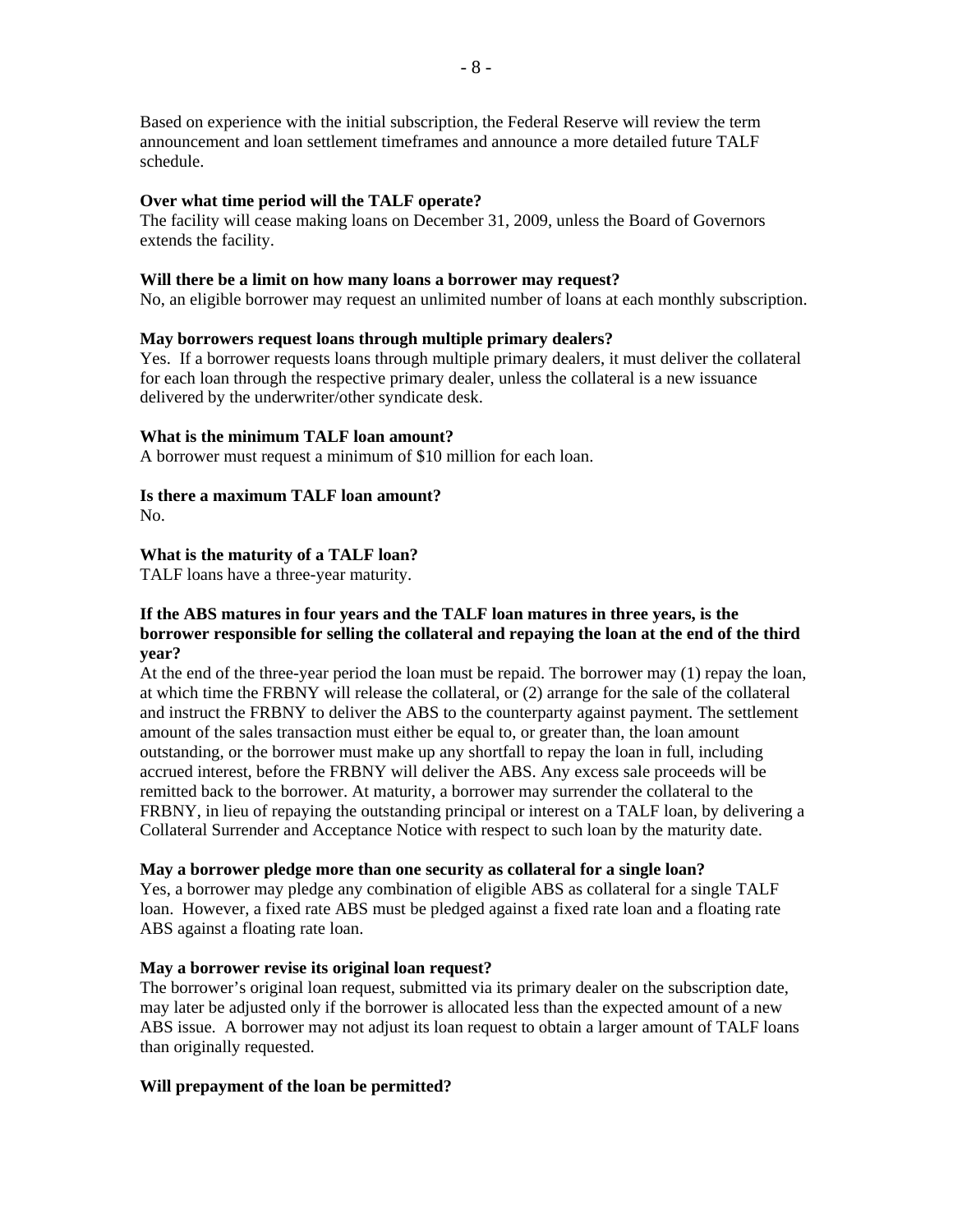Based on experience with the initial subscription, the Federal Reserve will review the term announcement and loan settlement timeframes and announce a more detailed future TALF schedule.

**Over what time period will the TALF operate?**
The facility will cease making loans on December 31, 2009, unless the Board of Governors extends the facility.

**Will there be a limit on how many loans a borrower may request?**
No, an eligible borrower may request an unlimited number of loans at each monthly subscription.

**May borrowers request loans through multiple primary dealers?**
Yes. If a borrower requests loans through multiple primary dealers, it must deliver the collateral for each loan through the respective primary dealer, unless the collateral is a new issuance delivered by the underwriter/other syndicate desk.

**What is the minimum TALF loan amount?**
A borrower must request a minimum of $10 million for each loan.

**Is there a maximum TALF loan amount?**
No.

**What is the maturity of a TALF loan?**
TALF loans have a three-year maturity.

**If the ABS matures in four years and the TALF loan matures in three years, is the borrower responsible for selling the collateral and repaying the loan at the end of the third year?**
At the end of the three-year period the loan must be repaid. The borrower may (1) repay the loan, at which time the FRBNY will release the collateral, or (2) arrange for the sale of the collateral and instruct the FRBNY to deliver the ABS to the counterparty against payment. The settlement amount of the sales transaction must either be equal to, or greater than, the loan amount outstanding, or the borrower must make up any shortfall to repay the loan in full, including accrued interest, before the FRBNY will deliver the ABS. Any excess sale proceeds will be remitted back to the borrower. At maturity, a borrower may surrender the collateral to the FRBNY, in lieu of repaying the outstanding principal or interest on a TALF loan, by delivering a Collateral Surrender and Acceptance Notice with respect to such loan by the maturity date.

**May a borrower pledge more than one security as collateral for a single loan?**
Yes, a borrower may pledge any combination of eligible ABS as collateral for a single TALF loan. However, a fixed rate ABS must be pledged against a fixed rate loan and a floating rate ABS against a floating rate loan.

**May a borrower revise its original loan request?**
The borrower's original loan request, submitted via its primary dealer on the subscription date, may later be adjusted only if the borrower is allocated less than the expected amount of a new ABS issue. A borrower may not adjust its loan request to obtain a larger amount of TALF loans than originally requested.

**Will prepayment of the loan be permitted?**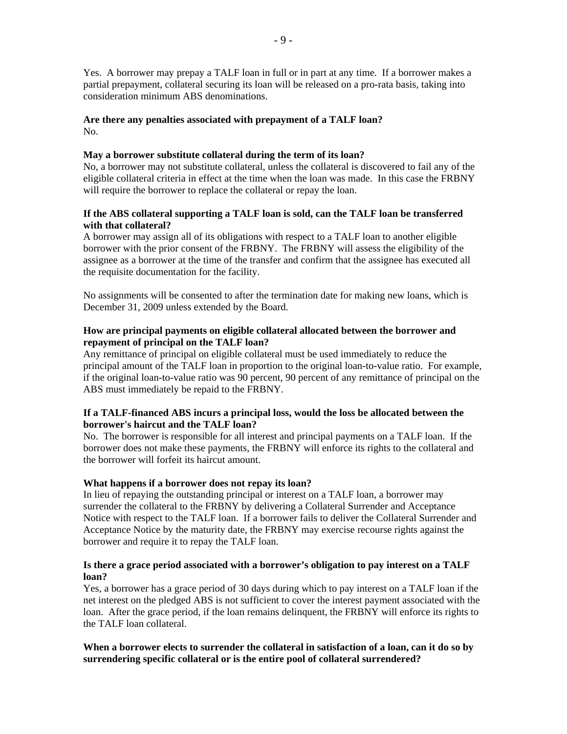Yes. A borrower may prepay a TALF loan in full or in part at any time. If a borrower makes a partial prepayment, collateral securing its loan will be released on a pro-rata basis, taking into consideration minimum ABS denominations.

**Are there any penalties associated with prepayment of a TALF loan?**
No.

**May a borrower substitute collateral during the term of its loan?**
No, a borrower may not substitute collateral, unless the collateral is discovered to fail any of the eligible collateral criteria in effect at the time when the loan was made. In this case the FRBNY will require the borrower to replace the collateral or repay the loan.

**If the ABS collateral supporting a TALF loan is sold, can the TALF loan be transferred with that collateral?**
A borrower may assign all of its obligations with respect to a TALF loan to another eligible borrower with the prior consent of the FRBNY. The FRBNY will assess the eligibility of the assignee as a borrower at the time of the transfer and confirm that the assignee has executed all the requisite documentation for the facility.

No assignments will be consented to after the termination date for making new loans, which is December 31, 2009 unless extended by the Board.

**How are principal payments on eligible collateral allocated between the borrower and repayment of principal on the TALF loan?**
Any remittance of principal on eligible collateral must be used immediately to reduce the principal amount of the TALF loan in proportion to the original loan-to-value ratio. For example, if the original loan-to-value ratio was 90 percent, 90 percent of any remittance of principal on the ABS must immediately be repaid to the FRBNY.

**If a TALF-financed ABS incurs a principal loss, would the loss be allocated between the borrower's haircut and the TALF loan?**
No. The borrower is responsible for all interest and principal payments on a TALF loan. If the borrower does not make these payments, the FRBNY will enforce its rights to the collateral and the borrower will forfeit its haircut amount.

**What happens if a borrower does not repay its loan?**
In lieu of repaying the outstanding principal or interest on a TALF loan, a borrower may surrender the collateral to the FRBNY by delivering a Collateral Surrender and Acceptance Notice with respect to the TALF loan. If a borrower fails to deliver the Collateral Surrender and Acceptance Notice by the maturity date, the FRBNY may exercise recourse rights against the borrower and require it to repay the TALF loan.

**Is there a grace period associated with a borrower's obligation to pay interest on a TALF loan?**
Yes, a borrower has a grace period of 30 days during which to pay interest on a TALF loan if the net interest on the pledged ABS is not sufficient to cover the interest payment associated with the loan. After the grace period, if the loan remains delinquent, the FRBNY will enforce its rights to the TALF loan collateral.

**When a borrower elects to surrender the collateral in satisfaction of a loan, can it do so by surrendering specific collateral or is the entire pool of collateral surrendered?**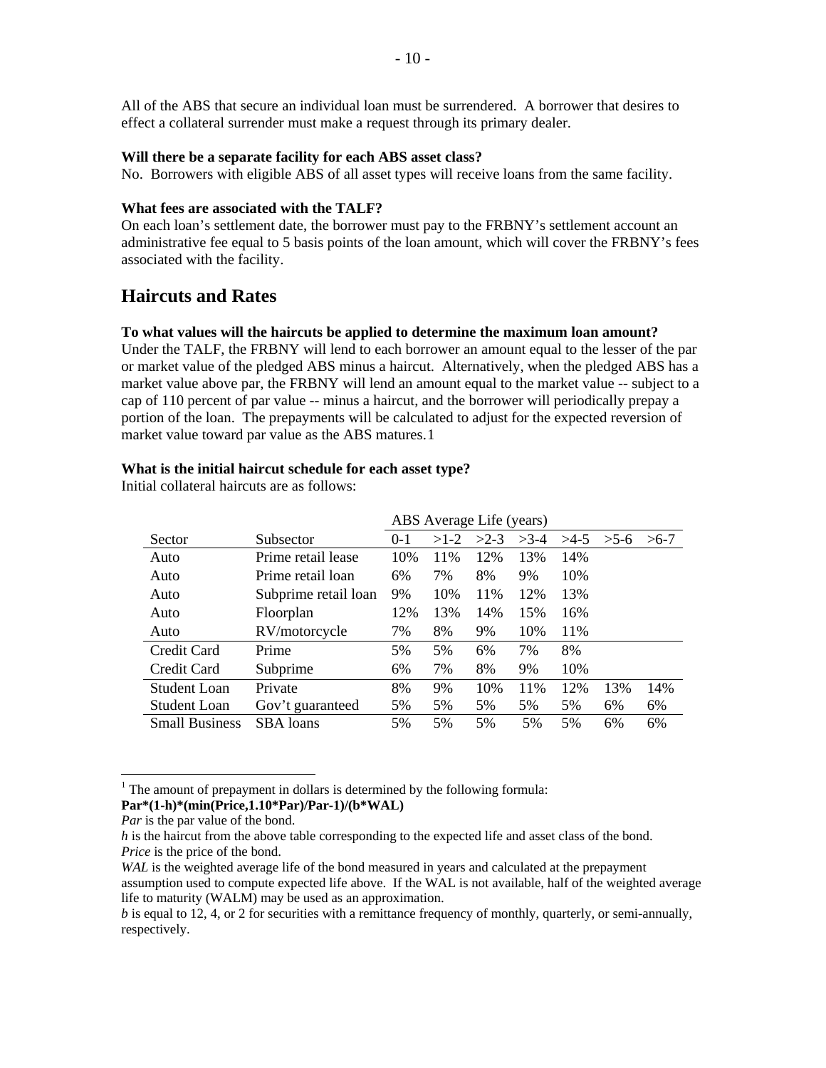All of the ABS that secure an individual loan must be surrendered. A borrower that desires to effect a collateral surrender must make a request through its primary dealer.

**Will there be a separate facility for each ABS asset class?**

No. Borrowers with eligible ABS of all asset types will receive loans from the same facility.

**What fees are associated with the TALF?**

On each loan's settlement date, the borrower must pay to the FRBNY's settlement account an administrative fee equal to 5 basis points of the loan amount, which will cover the FRBNY's fees associated with the facility.

## Haircuts and Rates

**To what values will the haircuts be applied to determine the maximum loan amount?**

Under the TALF, the FRBNY will lend to each borrower an amount equal to the lesser of the par or market value of the pledged ABS minus a haircut. Alternatively, when the pledged ABS has a market value above par, the FRBNY will lend an amount equal to the market value -- subject to a cap of 110 percent of par value -- minus a haircut, and the borrower will periodically prepay a portion of the loan. The prepayments will be calculated to adjust for the expected reversion of market value toward par value as the ABS matures.[1]

**What is the initial haircut schedule for each asset type?**

Initial collateral haircuts are as follows:

| | | ABS Average Life (years) | | | | | | |
|---|---|---|---|---|---|---|---|---|
| Sector | Subsector | 0-1 | >1-2 | >2-3 | >3-4 | >4-5 | >5-6 | >6-7 |
| Auto | Prime retail lease | 10% | 11% | 12% | 13% | 14% | | |
| Auto | Prime retail loan | 6% | 7% | 8% | 9% | 10% | | |
| Auto | Subprime retail loan | 9% | 10% | 11% | 12% | 13% | | |
| Auto | Floorplan | 12% | 13% | 14% | 15% | 16% | | |
| Auto | RV/motorcycle | 7% | 8% | 9% | 10% | 11% | | |
| Credit Card | Prime | 5% | 5% | 6% | 7% | 8% | | |
| Credit Card | Subprime | 6% | 7% | 8% | 9% | 10% | | |
| Student Loan | Private | 8% | 9% | 10% | 11% | 12% | 13% | 14% |
| Student Loan | Gov't guaranteed | 5% | 5% | 5% | 5% | 5% | 6% | 6% |
| Small Business | SBA loans | 5% | 5% | 5% | 5% | 5% | 6% | 6% |

---

[1] The amount of prepayment in dollars is determined by the following formula:

**Par\*(1-h)\*(min(Price,1.10\*Par)/Par-1)/(b\*WAL)**

*Par* is the par value of the bond.

*h* is the haircut from the above table corresponding to the expected life and asset class of the bond.

*Price* is the price of the bond.

*WAL* is the weighted average life of the bond measured in years and calculated at the prepayment assumption used to compute expected life above. If the WAL is not available, half of the weighted average life to maturity (WALM) may be used as an approximation.

*b* is equal to 12, 4, or 2 for securities with a remittance frequency of monthly, quarterly, or semi-annually, respectively.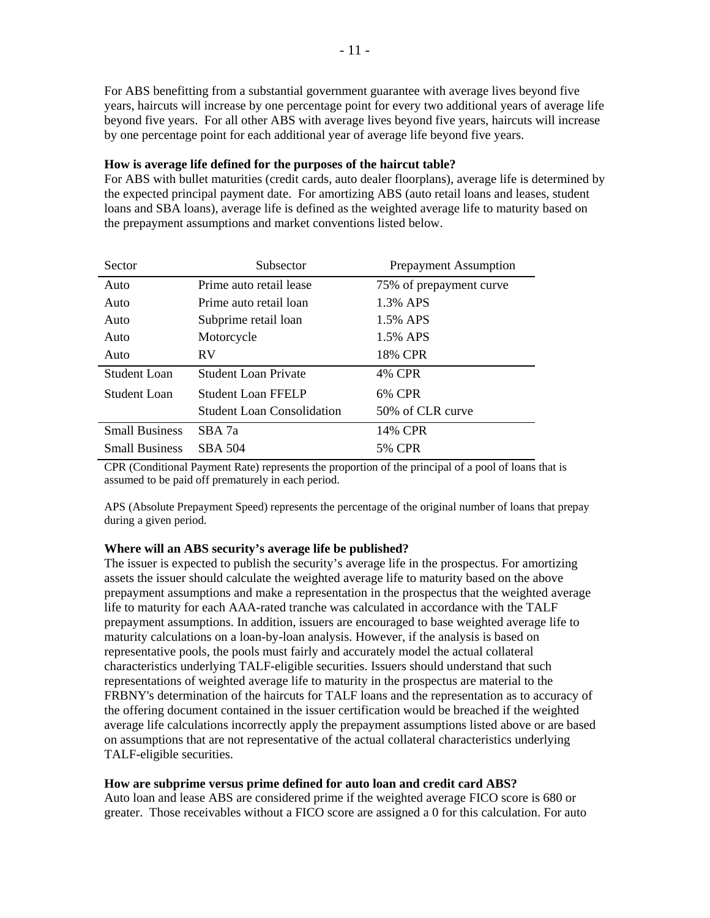For ABS benefitting from a substantial government guarantee with average lives beyond five years, haircuts will increase by one percentage point for every two additional years of average life beyond five years. For all other ABS with average lives beyond five years, haircuts will increase by one percentage point for each additional year of average life beyond five years.

**How is average life defined for the purposes of the haircut table?**

For ABS with bullet maturities (credit cards, auto dealer floorplans), average life is determined by the expected principal payment date. For amortizing ABS (auto retail loans and leases, student loans and SBA loans), average life is defined as the weighted average life to maturity based on the prepayment assumptions and market conventions listed below.

| Sector | Subsector | Prepayment Assumption |
|---|---|---|
| Auto | Prime auto retail lease | 75% of prepayment curve |
| Auto | Prime auto retail loan | 1.3% APS |
| Auto | Subprime retail loan | 1.5% APS |
| Auto | Motorcycle | 1.5% APS |
| Auto | RV | 18% CPR |
| Student Loan | Student Loan Private | 4% CPR |
| Student Loan | Student Loan FFELP | 6% CPR |
| | Student Loan Consolidation | 50% of CLR curve |
| Small Business | SBA 7a | 14% CPR |
| Small Business | SBA 504 | 5% CPR |

CPR (Conditional Payment Rate) represents the proportion of the principal of a pool of loans that is assumed to be paid off prematurely in each period.

APS (Absolute Prepayment Speed) represents the percentage of the original number of loans that prepay during a given period.

**Where will an ABS security's average life be published?**

The issuer is expected to publish the security's average life in the prospectus. For amortizing assets the issuer should calculate the weighted average life to maturity based on the above prepayment assumptions and make a representation in the prospectus that the weighted average life to maturity for each AAA-rated tranche was calculated in accordance with the TALF prepayment assumptions. In addition, issuers are encouraged to base weighted average life to maturity calculations on a loan-by-loan analysis. However, if the analysis is based on representative pools, the pools must fairly and accurately model the actual collateral characteristics underlying TALF-eligible securities. Issuers should understand that such representations of weighted average life to maturity in the prospectus are material to the FRBNY's determination of the haircuts for TALF loans and the representation as to accuracy of the offering document contained in the issuer certification would be breached if the weighted average life calculations incorrectly apply the prepayment assumptions listed above or are based on assumptions that are not representative of the actual collateral characteristics underlying TALF-eligible securities.

**How are subprime versus prime defined for auto loan and credit card ABS?**

Auto loan and lease ABS are considered prime if the weighted average FICO score is 680 or greater. Those receivables without a FICO score are assigned a 0 for this calculation. For auto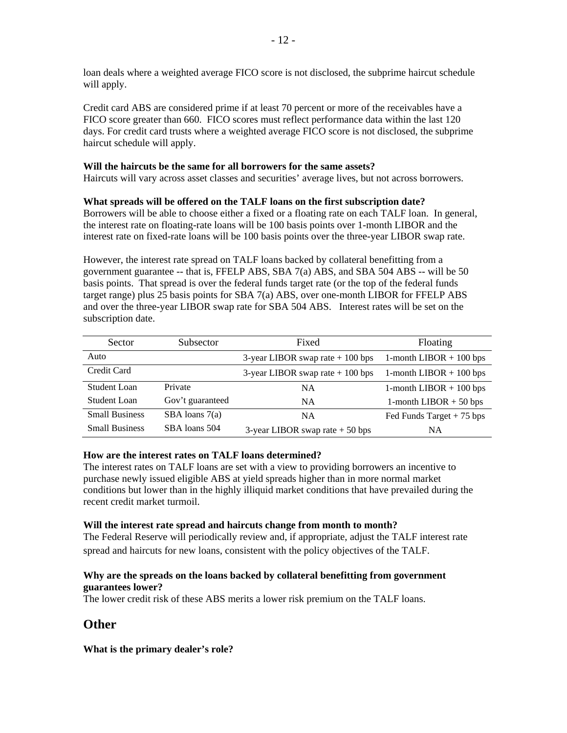loan deals where a weighted average FICO score is not disclosed, the subprime haircut schedule will apply.

Credit card ABS are considered prime if at least 70 percent or more of the receivables have a FICO score greater than 660. FICO scores must reflect performance data within the last 120 days. For credit card trusts where a weighted average FICO score is not disclosed, the subprime haircut schedule will apply.

**Will the haircuts be the same for all borrowers for the same assets?**
Haircuts will vary across asset classes and securities' average lives, but not across borrowers.

**What spreads will be offered on the TALF loans on the first subscription date?**
Borrowers will be able to choose either a fixed or a floating rate on each TALF loan. In general, the interest rate on floating-rate loans will be 100 basis points over 1-month LIBOR and the interest rate on fixed-rate loans will be 100 basis points over the three-year LIBOR swap rate.

However, the interest rate spread on TALF loans backed by collateral benefitting from a government guarantee -- that is, FFELP ABS, SBA 7(a) ABS, and SBA 504 ABS -- will be 50 basis points. That spread is over the federal funds target rate (or the top of the federal funds target range) plus 25 basis points for SBA 7(a) ABS, over one-month LIBOR for FFELP ABS and over the three-year LIBOR swap rate for SBA 504 ABS. Interest rates will be set on the subscription date.

| Sector | Subsector | Fixed | Floating |
|---|---|---|---|
| Auto | | 3-year LIBOR swap rate + 100 bps | 1-month LIBOR + 100 bps |
| Credit Card | | 3-year LIBOR swap rate + 100 bps | 1-month LIBOR + 100 bps |
| Student Loan | Private | NA | 1-month LIBOR + 100 bps |
| Student Loan | Gov't guaranteed | NA | 1-month LIBOR + 50 bps |
| Small Business | SBA loans 7(a) | NA | Fed Funds Target + 75 bps |
| Small Business | SBA loans 504 | 3-year LIBOR swap rate + 50 bps | NA |

**How are the interest rates on TALF loans determined?**
The interest rates on TALF loans are set with a view to providing borrowers an incentive to purchase newly issued eligible ABS at yield spreads higher than in more normal market conditions but lower than in the highly illiquid market conditions that have prevailed during the recent credit market turmoil.

**Will the interest rate spread and haircuts change from month to month?**
The Federal Reserve will periodically review and, if appropriate, adjust the TALF interest rate spread and haircuts for new loans, consistent with the policy objectives of the TALF.

**Why are the spreads on the loans backed by collateral benefitting from government guarantees lower?**
The lower credit risk of these ABS merits a lower risk premium on the TALF loans.

## Other

**What is the primary dealer's role?**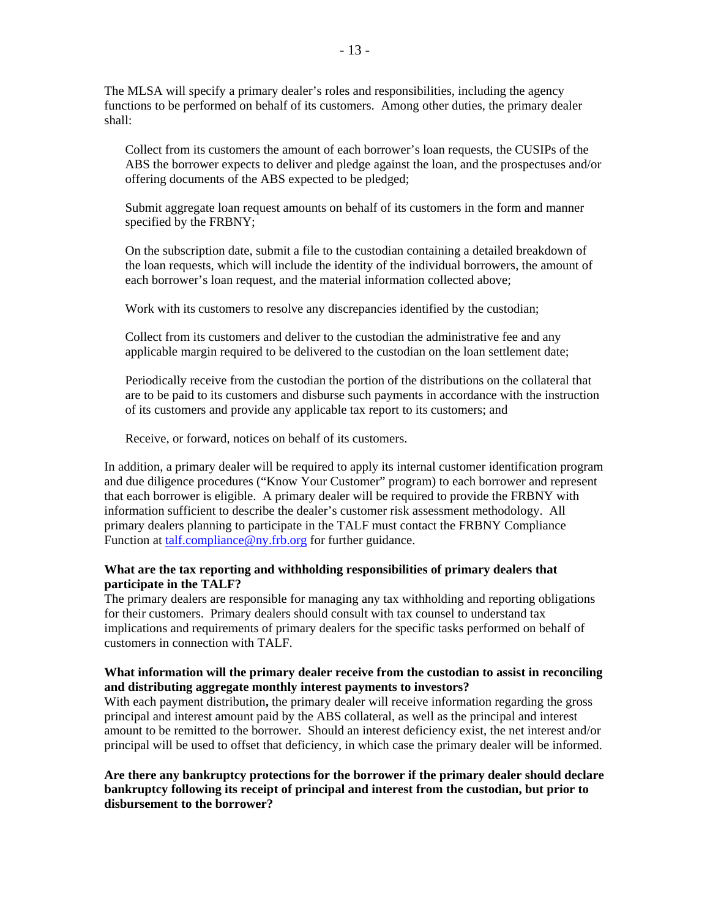The MLSA will specify a primary dealer's roles and responsibilities, including the agency functions to be performed on behalf of its customers. Among other duties, the primary dealer shall:

- Collect from its customers the amount of each borrower's loan requests, the CUSIPs of the ABS the borrower expects to deliver and pledge against the loan, and the prospectuses and/or offering documents of the ABS expected to be pledged;
- Submit aggregate loan request amounts on behalf of its customers in the form and manner specified by the FRBNY;
- On the subscription date, submit a file to the custodian containing a detailed breakdown of the loan requests, which will include the identity of the individual borrowers, the amount of each borrower's loan request, and the material information collected above;
- Work with its customers to resolve any discrepancies identified by the custodian;
- Collect from its customers and deliver to the custodian the administrative fee and any applicable margin required to be delivered to the custodian on the loan settlement date;
- Periodically receive from the custodian the portion of the distributions on the collateral that are to be paid to its customers and disburse such payments in accordance with the instruction of its customers and provide any applicable tax report to its customers; and
- Receive, or forward, notices on behalf of its customers.

In addition, a primary dealer will be required to apply its internal customer identification program and due diligence procedures ("Know Your Customer" program) to each borrower and represent that each borrower is eligible. A primary dealer will be required to provide the FRBNY with information sufficient to describe the dealer's customer risk assessment methodology. All primary dealers planning to participate in the TALF must contact the FRBNY Compliance Function at talf.compliance@ny.frb.org for further guidance.

**What are the tax reporting and withholding responsibilities of primary dealers that participate in the TALF?**

The primary dealers are responsible for managing any tax withholding and reporting obligations for their customers. Primary dealers should consult with tax counsel to understand tax implications and requirements of primary dealers for the specific tasks performed on behalf of customers in connection with TALF.

**What information will the primary dealer receive from the custodian to assist in reconciling and distributing aggregate monthly interest payments to investors?**

With each payment distribution**,** the primary dealer will receive information regarding the gross principal and interest amount paid by the ABS collateral, as well as the principal and interest amount to be remitted to the borrower. Should an interest deficiency exist, the net interest and/or principal will be used to offset that deficiency, in which case the primary dealer will be informed.

**Are there any bankruptcy protections for the borrower if the primary dealer should declare bankruptcy following its receipt of principal and interest from the custodian, but prior to disbursement to the borrower?**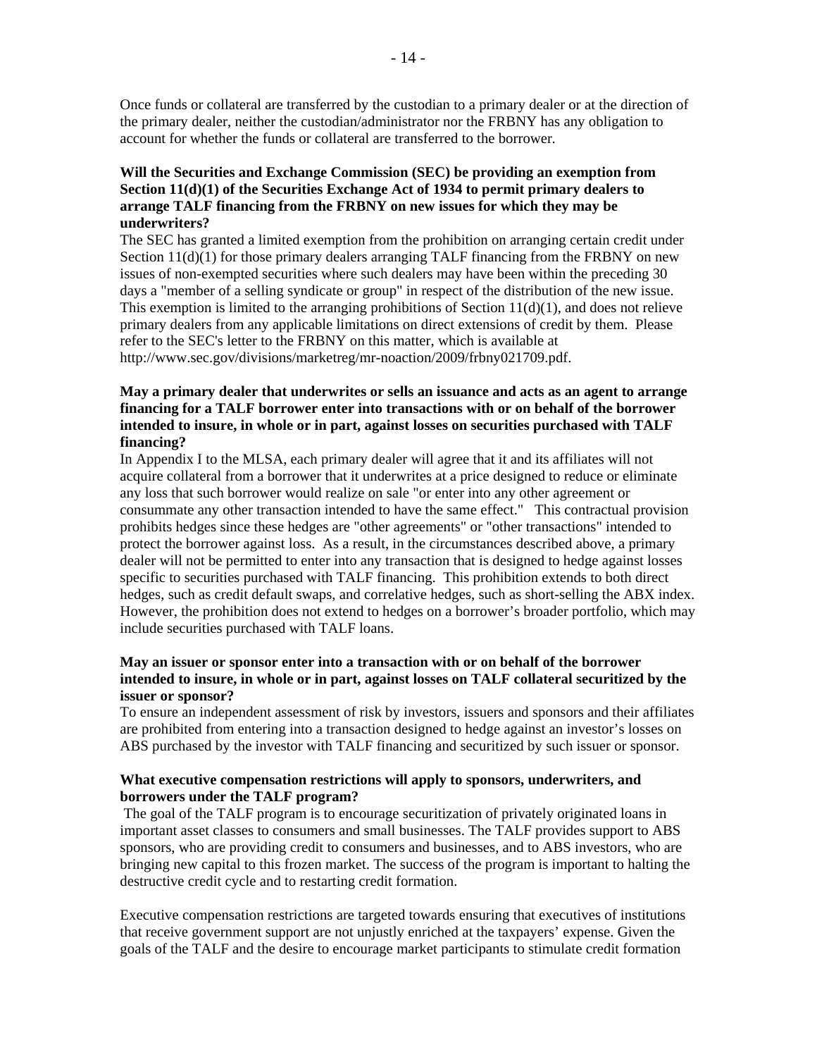Once funds or collateral are transferred by the custodian to a primary dealer or at the direction of the primary dealer, neither the custodian/administrator nor the FRBNY has any obligation to account for whether the funds or collateral are transferred to the borrower.

**Will the Securities and Exchange Commission (SEC) be providing an exemption from Section 11(d)(1) of the Securities Exchange Act of 1934 to permit primary dealers to arrange TALF financing from the FRBNY on new issues for which they may be underwriters?**

The SEC has granted a limited exemption from the prohibition on arranging certain credit under Section 11(d)(1) for those primary dealers arranging TALF financing from the FRBNY on new issues of non-exempted securities where such dealers may have been within the preceding 30 days a "member of a selling syndicate or group" in respect of the distribution of the new issue. This exemption is limited to the arranging prohibitions of Section 11(d)(1), and does not relieve primary dealers from any applicable limitations on direct extensions of credit by them. Please refer to the SEC's letter to the FRBNY on this matter, which is available at http://www.sec.gov/divisions/marketreg/mr-noaction/2009/frbny021709.pdf.

**May a primary dealer that underwrites or sells an issuance and acts as an agent to arrange financing for a TALF borrower enter into transactions with or on behalf of the borrower intended to insure, in whole or in part, against losses on securities purchased with TALF financing?**

In Appendix I to the MLSA, each primary dealer will agree that it and its affiliates will not acquire collateral from a borrower that it underwrites at a price designed to reduce or eliminate any loss that such borrower would realize on sale "or enter into any other agreement or consummate any other transaction intended to have the same effect." This contractual provision prohibits hedges since these hedges are "other agreements" or "other transactions" intended to protect the borrower against loss. As a result, in the circumstances described above, a primary dealer will not be permitted to enter into any transaction that is designed to hedge against losses specific to securities purchased with TALF financing. This prohibition extends to both direct hedges, such as credit default swaps, and correlative hedges, such as short-selling the ABX index. However, the prohibition does not extend to hedges on a borrower's broader portfolio, which may include securities purchased with TALF loans.

**May an issuer or sponsor enter into a transaction with or on behalf of the borrower intended to insure, in whole or in part, against losses on TALF collateral securitized by the issuer or sponsor?**

To ensure an independent assessment of risk by investors, issuers and sponsors and their affiliates are prohibited from entering into a transaction designed to hedge against an investor's losses on ABS purchased by the investor with TALF financing and securitized by such issuer or sponsor.

**What executive compensation restrictions will apply to sponsors, underwriters, and borrowers under the TALF program?**

The goal of the TALF program is to encourage securitization of privately originated loans in important asset classes to consumers and small businesses. The TALF provides support to ABS sponsors, who are providing credit to consumers and businesses, and to ABS investors, who are bringing new capital to this frozen market. The success of the program is important to halting the destructive credit cycle and to restarting credit formation.

Executive compensation restrictions are targeted towards ensuring that executives of institutions that receive government support are not unjustly enriched at the taxpayers' expense. Given the goals of the TALF and the desire to encourage market participants to stimulate credit formation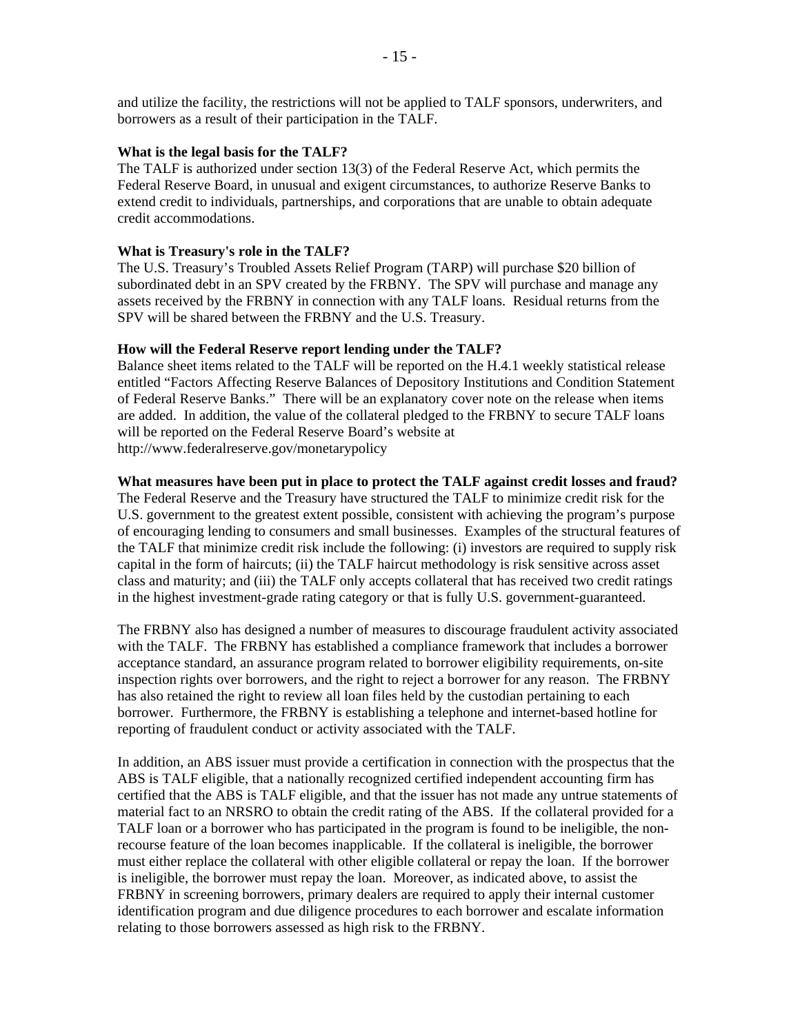and utilize the facility, the restrictions will not be applied to TALF sponsors, underwriters, and borrowers as a result of their participation in the TALF.

**What is the legal basis for the TALF?**

The TALF is authorized under section 13(3) of the Federal Reserve Act, which permits the Federal Reserve Board, in unusual and exigent circumstances, to authorize Reserve Banks to extend credit to individuals, partnerships, and corporations that are unable to obtain adequate credit accommodations.

**What is Treasury's role in the TALF?**

The U.S. Treasury's Troubled Assets Relief Program (TARP) will purchase $20 billion of subordinated debt in an SPV created by the FRBNY. The SPV will purchase and manage any assets received by the FRBNY in connection with any TALF loans. Residual returns from the SPV will be shared between the FRBNY and the U.S. Treasury.

**How will the Federal Reserve report lending under the TALF?**

Balance sheet items related to the TALF will be reported on the H.4.1 weekly statistical release entitled "Factors Affecting Reserve Balances of Depository Institutions and Condition Statement of Federal Reserve Banks." There will be an explanatory cover note on the release when items are added. In addition, the value of the collateral pledged to the FRBNY to secure TALF loans will be reported on the Federal Reserve Board's website at http://www.federalreserve.gov/monetarypolicy

**What measures have been put in place to protect the TALF against credit losses and fraud?**

The Federal Reserve and the Treasury have structured the TALF to minimize credit risk for the U.S. government to the greatest extent possible, consistent with achieving the program's purpose of encouraging lending to consumers and small businesses. Examples of the structural features of the TALF that minimize credit risk include the following: (i) investors are required to supply risk capital in the form of haircuts; (ii) the TALF haircut methodology is risk sensitive across asset class and maturity; and (iii) the TALF only accepts collateral that has received two credit ratings in the highest investment-grade rating category or that is fully U.S. government-guaranteed.

The FRBNY also has designed a number of measures to discourage fraudulent activity associated with the TALF. The FRBNY has established a compliance framework that includes a borrower acceptance standard, an assurance program related to borrower eligibility requirements, on-site inspection rights over borrowers, and the right to reject a borrower for any reason. The FRBNY has also retained the right to review all loan files held by the custodian pertaining to each borrower. Furthermore, the FRBNY is establishing a telephone and internet-based hotline for reporting of fraudulent conduct or activity associated with the TALF.

In addition, an ABS issuer must provide a certification in connection with the prospectus that the ABS is TALF eligible, that a nationally recognized certified independent accounting firm has certified that the ABS is TALF eligible, and that the issuer has not made any untrue statements of material fact to an NRSRO to obtain the credit rating of the ABS. If the collateral provided for a TALF loan or a borrower who has participated in the program is found to be ineligible, the non-recourse feature of the loan becomes inapplicable. If the collateral is ineligible, the borrower must either replace the collateral with other eligible collateral or repay the loan. If the borrower is ineligible, the borrower must repay the loan. Moreover, as indicated above, to assist the FRBNY in screening borrowers, primary dealers are required to apply their internal customer identification program and due diligence procedures to each borrower and escalate information relating to those borrowers assessed as high risk to the FRBNY.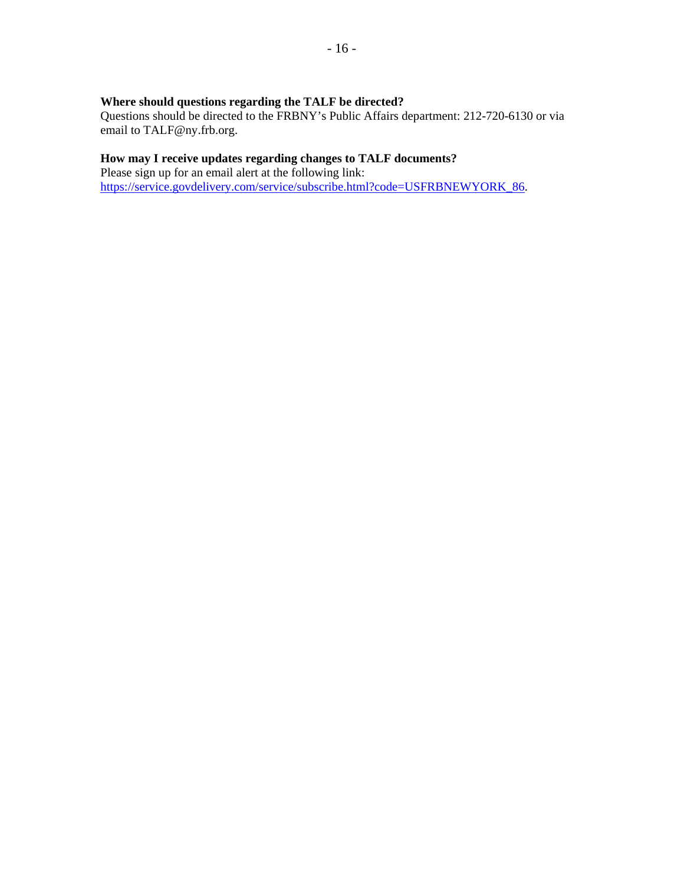**Where should questions regarding the TALF be directed?**
Questions should be directed to the FRBNY's Public Affairs department: 212-720-6130 or via email to TALF@ny.frb.org.

**How may I receive updates regarding changes to TALF documents?**
Please sign up for an email alert at the following link:
https://service.govdelivery.com/service/subscribe.html?code=USFRBNEWYORK_86.